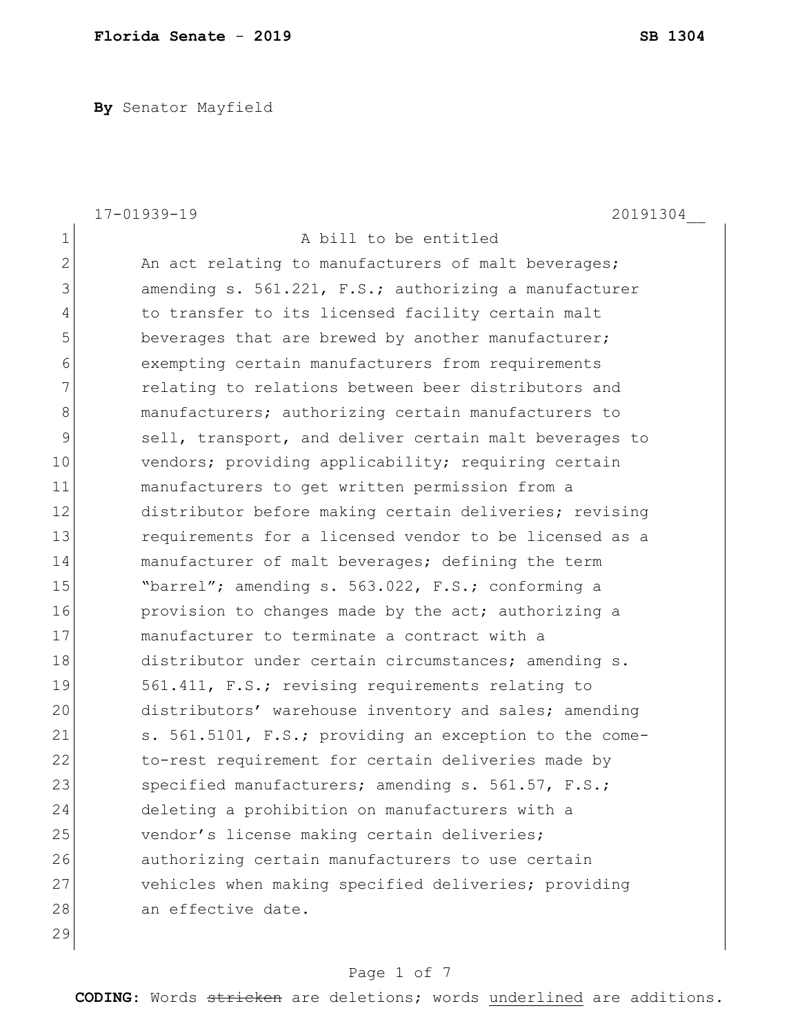**By** Senator Mayfield

17-01939-19 20191304__

A bill to be entitled

An act relating to manufacturers of malt beverages; amending s. 561.221, F.S.; authorizing a manufacturer to transfer to its licensed facility certain malt beverages that are brewed by another manufacturer; exempting certain manufacturers from requirements relating to relations between beer distributors and manufacturers; authorizing certain manufacturers to sell, transport, and deliver certain malt beverages to vendors; providing applicability; requiring certain manufacturers to get written permission from a distributor before making certain deliveries; revising requirements for a licensed vendor to be licensed as a manufacturer of malt beverages; defining the term "barrel"; amending s. 563.022, F.S.; conforming a provision to changes made by the act; authorizing a manufacturer to terminate a contract with a distributor under certain circumstances; amending s. 561.411, F.S.; revising requirements relating to distributors' warehouse inventory and sales; amending s. 561.5101, F.S.; providing an exception to the come-to-rest requirement for certain deliveries made by specified manufacturers; amending s. 561.57, F.S.; deleting a prohibition on manufacturers with a vendor's license making certain deliveries; authorizing certain manufacturers to use certain vehicles when making specified deliveries; providing an effective date.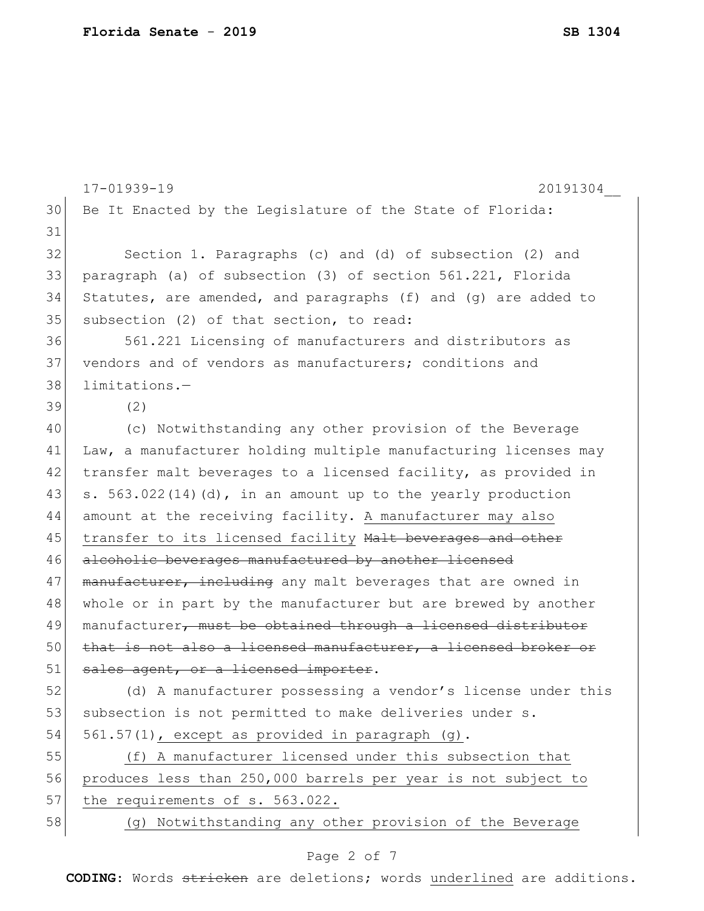Be It Enacted by the Legislature of the State of Florida:

Section 1. Paragraphs (c) and (d) of subsection (2) and paragraph (a) of subsection (3) of section 561.221, Florida Statutes, are amended, and paragraphs (f) and (g) are added to subsection (2) of that section, to read:

561.221 Licensing of manufacturers and distributors as vendors and of vendors as manufacturers; conditions and limitations.—

(2)

(c) Notwithstanding any other provision of the Beverage Law, a manufacturer holding multiple manufacturing licenses may transfer malt beverages to a licensed facility, as provided in s. 563.022(14)(d), in an amount up to the yearly production amount at the receiving facility. <u>A manufacturer may also transfer to its licensed facility</u> ~~Malt beverages and other alcoholic beverages manufactured by another licensed manufacturer, including~~ any malt beverages that are owned in whole or in part by the manufacturer but are brewed by another manufacturer~~, must be obtained through a licensed distributor that is not also a licensed manufacturer, a licensed broker or sales agent, or a licensed importer~~.

(d) A manufacturer possessing a vendor's license under this subsection is not permitted to make deliveries under s. 561.57(1)<u>, except as provided in paragraph (g)</u>.

<u>(f) A manufacturer licensed under this subsection that produces less than 250,000 barrels per year is not subject to the requirements of s. 563.022.</u>

<u>(g) Notwithstanding any other provision of the Beverage</u>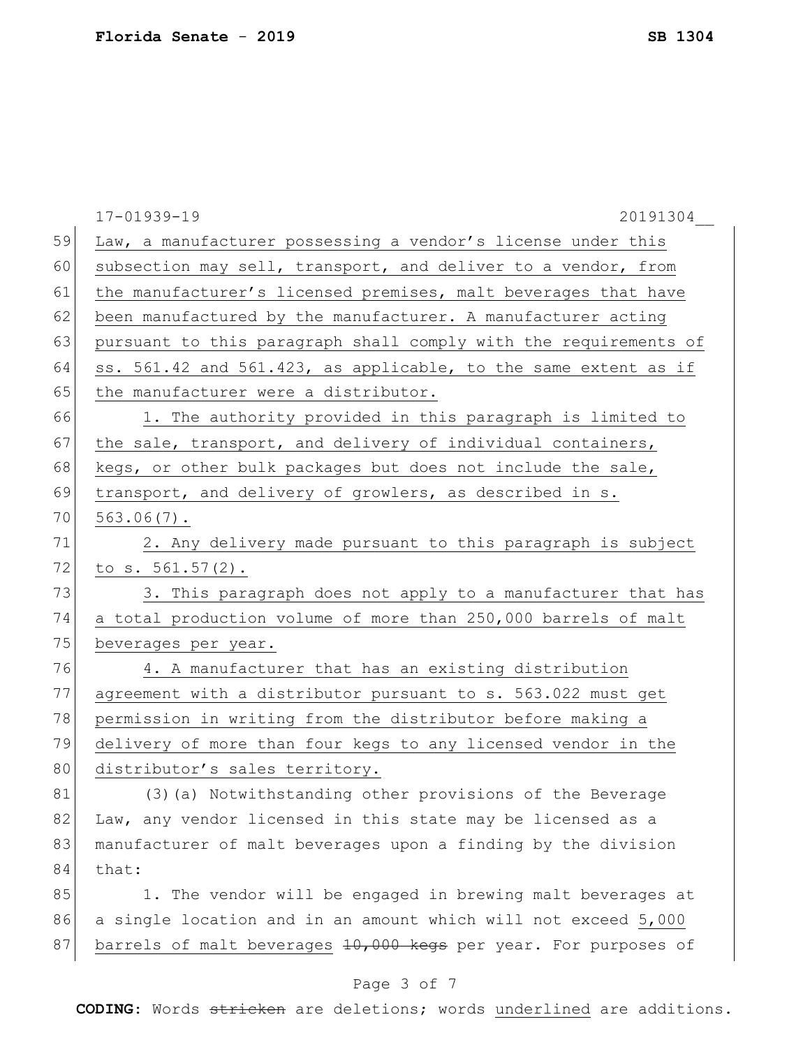Law, a manufacturer possessing a vendor's license under this subsection may sell, transport, and deliver to a vendor, from the manufacturer's licensed premises, malt beverages that have been manufactured by the manufacturer. A manufacturer acting pursuant to this paragraph shall comply with the requirements of ss. 561.42 and 561.423, as applicable, to the same extent as if the manufacturer were a distributor.

1. The authority provided in this paragraph is limited to the sale, transport, and delivery of individual containers, kegs, or other bulk packages but does not include the sale, transport, and delivery of growlers, as described in s. 563.06(7).

2. Any delivery made pursuant to this paragraph is subject to s. 561.57(2).

3. This paragraph does not apply to a manufacturer that has a total production volume of more than 250,000 barrels of malt beverages per year.

4. A manufacturer that has an existing distribution agreement with a distributor pursuant to s. 563.022 must get permission in writing from the distributor before making a delivery of more than four kegs to any licensed vendor in the distributor's sales territory.

(3)(a) Notwithstanding other provisions of the Beverage Law, any vendor licensed in this state may be licensed as a manufacturer of malt beverages upon a finding by the division that:

1. The vendor will be engaged in brewing malt beverages at a single location and in an amount which will not exceed 5,000 barrels of malt beverages ~~10,000 kegs~~ per year. For purposes of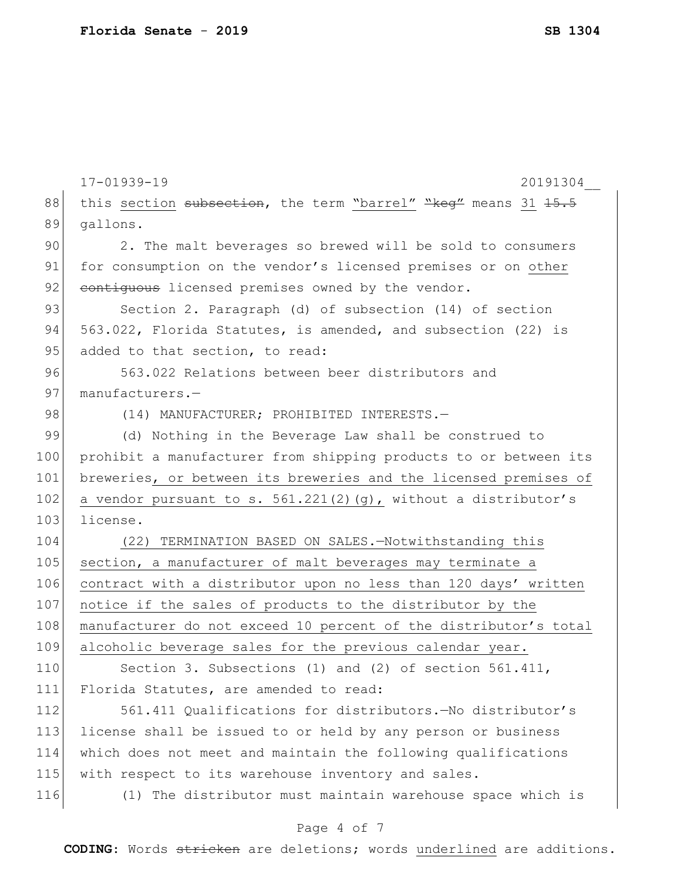this section ~~subsection~~, the term <u>"barrel"</u> ~~"keg"~~ means <u>31</u> ~~15.5~~ gallons.

2. The malt beverages so brewed will be sold to consumers for consumption on the vendor's licensed premises or on <u>other</u> ~~contiguous~~ licensed premises owned by the vendor.

Section 2. Paragraph (d) of subsection (14) of section 563.022, Florida Statutes, is amended, and subsection (22) is added to that section, to read:

563.022 Relations between beer distributors and manufacturers.—

(14) MANUFACTURER; PROHIBITED INTERESTS.—

(d) Nothing in the Beverage Law shall be construed to prohibit a manufacturer from shipping products to or between its breweries<u>, or between its breweries and the licensed premises of a vendor pursuant to s. 561.221(2)(g),</u> without a distributor's license.

<u>(22) TERMINATION BASED ON SALES.—Notwithstanding this section, a manufacturer of malt beverages may terminate a contract with a distributor upon no less than 120 days' written notice if the sales of products to the distributor by the manufacturer do not exceed 10 percent of the distributor's total alcoholic beverage sales for the previous calendar year.</u>

Section 3. Subsections (1) and (2) of section 561.411, Florida Statutes, are amended to read:

561.411 Qualifications for distributors.—No distributor's license shall be issued to or held by any person or business which does not meet and maintain the following qualifications with respect to its warehouse inventory and sales.

(1) The distributor must maintain warehouse space which is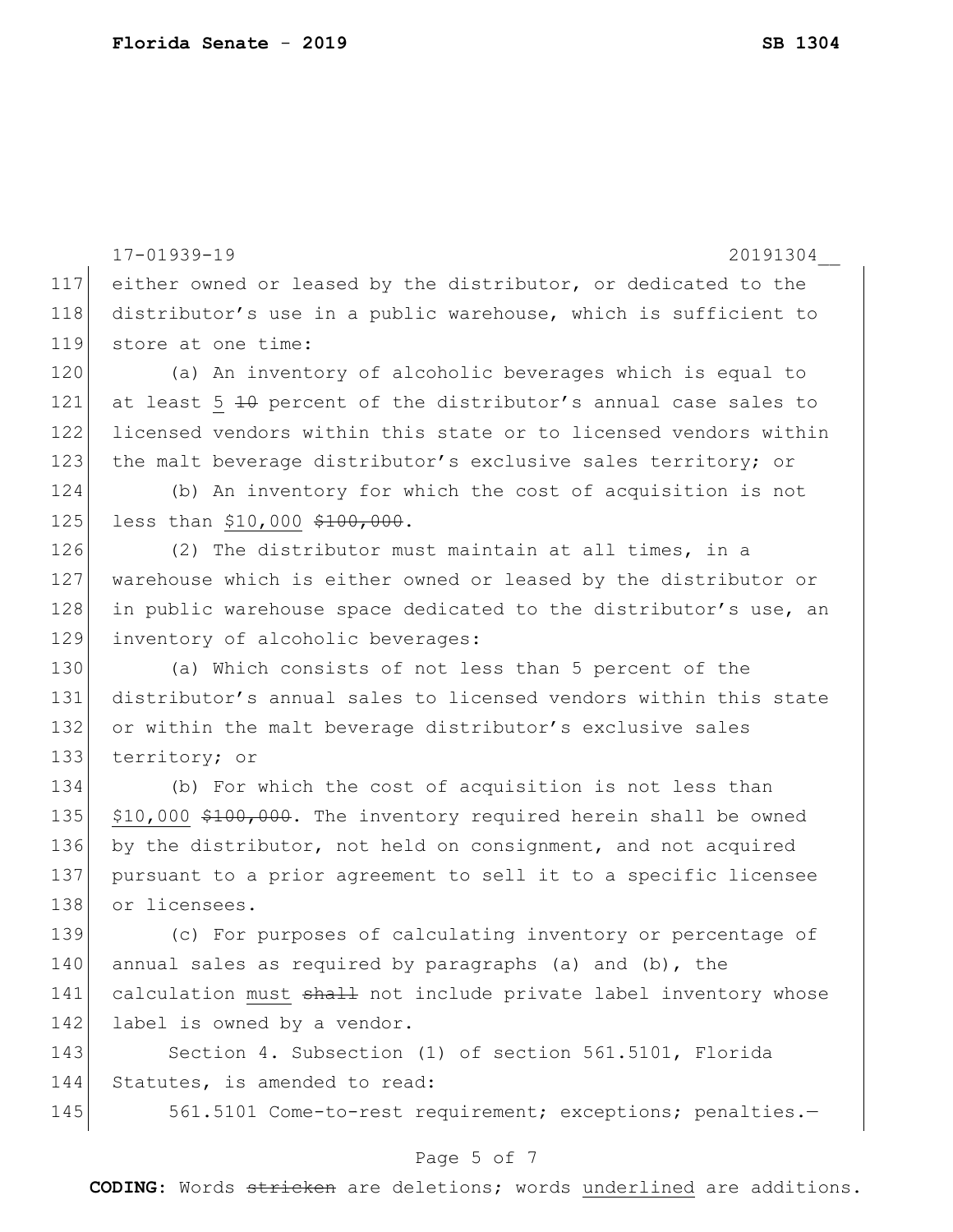either owned or leased by the distributor, or dedicated to the distributor's use in a public warehouse, which is sufficient to store at one time:

(a) An inventory of alcoholic beverages which is equal to at least <u>5</u> ~~10~~ percent of the distributor's annual case sales to licensed vendors within this state or to licensed vendors within the malt beverage distributor's exclusive sales territory; or

(b) An inventory for which the cost of acquisition is not less than <u>$10,000</u> ~~$100,000~~.

(2) The distributor must maintain at all times, in a warehouse which is either owned or leased by the distributor or in public warehouse space dedicated to the distributor's use, an inventory of alcoholic beverages:

(a) Which consists of not less than 5 percent of the distributor's annual sales to licensed vendors within this state or within the malt beverage distributor's exclusive sales territory; or

(b) For which the cost of acquisition is not less than <u>$10,000</u> ~~$100,000~~. The inventory required herein shall be owned by the distributor, not held on consignment, and not acquired pursuant to a prior agreement to sell it to a specific licensee or licensees.

(c) For purposes of calculating inventory or percentage of annual sales as required by paragraphs (a) and (b), the calculation <u>must</u> ~~shall~~ not include private label inventory whose label is owned by a vendor.

Section 4. Subsection (1) of section 561.5101, Florida Statutes, is amended to read:

561.5101 Come-to-rest requirement; exceptions; penalties.—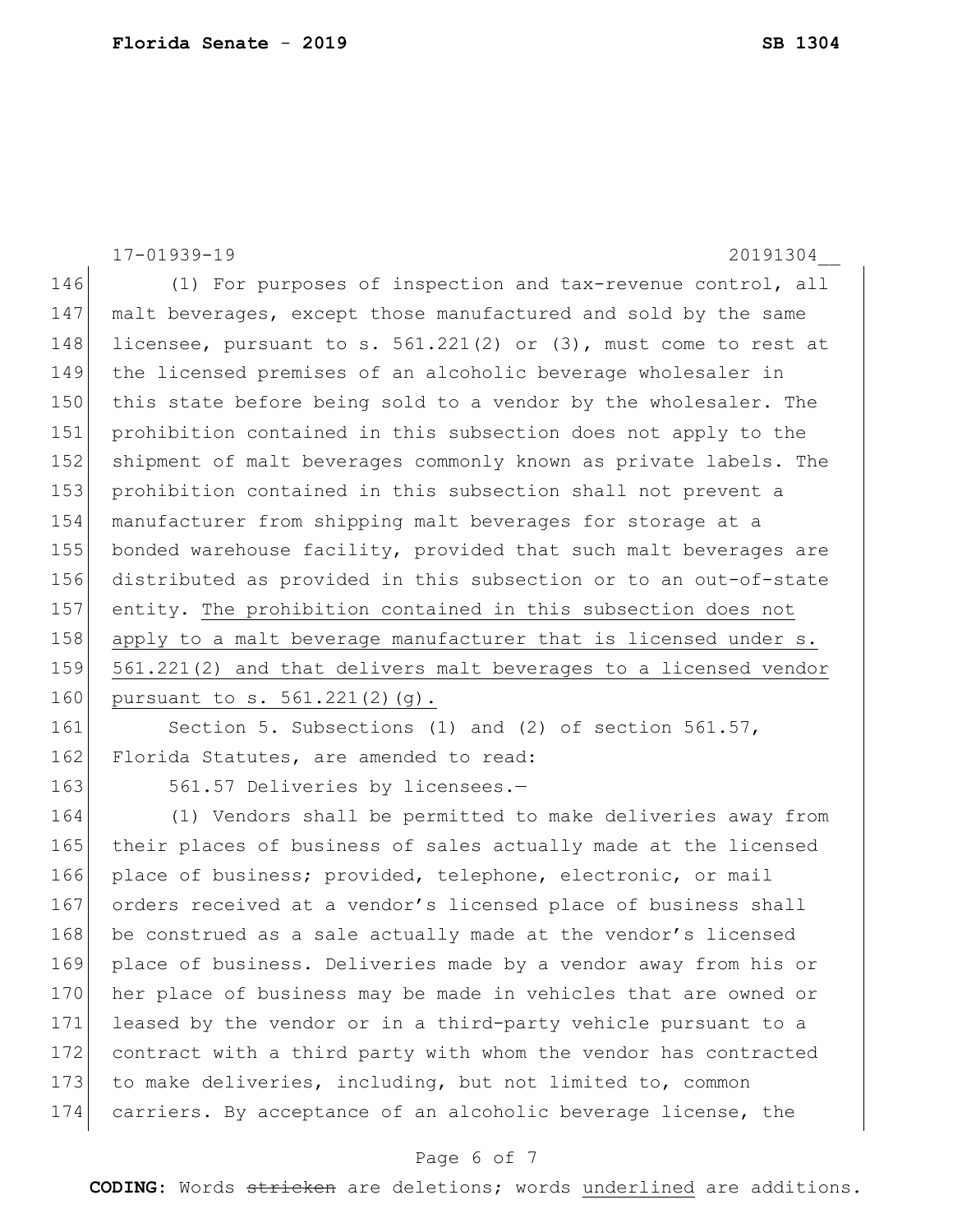(1) For purposes of inspection and tax-revenue control, all malt beverages, except those manufactured and sold by the same licensee, pursuant to s. 561.221(2) or (3), must come to rest at the licensed premises of an alcoholic beverage wholesaler in this state before being sold to a vendor by the wholesaler. The prohibition contained in this subsection does not apply to the shipment of malt beverages commonly known as private labels. The prohibition contained in this subsection shall not prevent a manufacturer from shipping malt beverages for storage at a bonded warehouse facility, provided that such malt beverages are distributed as provided in this subsection or to an out-of-state entity. <u>The prohibition contained in this subsection does not apply to a malt beverage manufacturer that is licensed under s. 561.221(2) and that delivers malt beverages to a licensed vendor pursuant to s. 561.221(2)(g).</u>

Section 5. Subsections (1) and (2) of section 561.57, Florida Statutes, are amended to read:

561.57 Deliveries by licensees.—

(1) Vendors shall be permitted to make deliveries away from their places of business of sales actually made at the licensed place of business; provided, telephone, electronic, or mail orders received at a vendor's licensed place of business shall be construed as a sale actually made at the vendor's licensed place of business. Deliveries made by a vendor away from his or her place of business may be made in vehicles that are owned or leased by the vendor or in a third-party vehicle pursuant to a contract with a third party with whom the vendor has contracted to make deliveries, including, but not limited to, common carriers. By acceptance of an alcoholic beverage license, the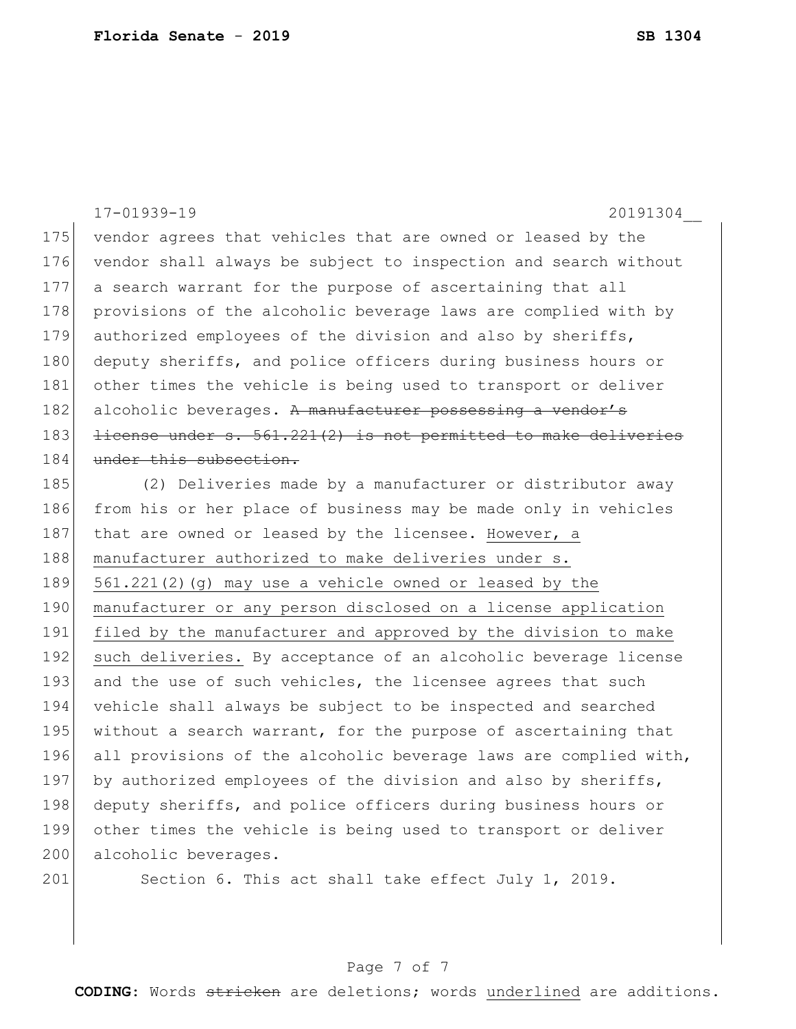vendor agrees that vehicles that are owned or leased by the vendor shall always be subject to inspection and search without a search warrant for the purpose of ascertaining that all provisions of the alcoholic beverage laws are complied with by authorized employees of the division and also by sheriffs, deputy sheriffs, and police officers during business hours or other times the vehicle is being used to transport or deliver alcoholic beverages. ~~A manufacturer possessing a vendor's license under s. 561.221(2) is not permitted to make deliveries under this subsection.~~

(2) Deliveries made by a manufacturer or distributor away from his or her place of business may be made only in vehicles that are owned or leased by the licensee. <u>However, a manufacturer authorized to make deliveries under s. 561.221(2)(g) may use a vehicle owned or leased by the manufacturer or any person disclosed on a license application filed by the manufacturer and approved by the division to make such deliveries.</u> By acceptance of an alcoholic beverage license and the use of such vehicles, the licensee agrees that such vehicle shall always be subject to be inspected and searched without a search warrant, for the purpose of ascertaining that all provisions of the alcoholic beverage laws are complied with, by authorized employees of the division and also by sheriffs, deputy sheriffs, and police officers during business hours or other times the vehicle is being used to transport or deliver alcoholic beverages.

Section 6. This act shall take effect July 1, 2019.